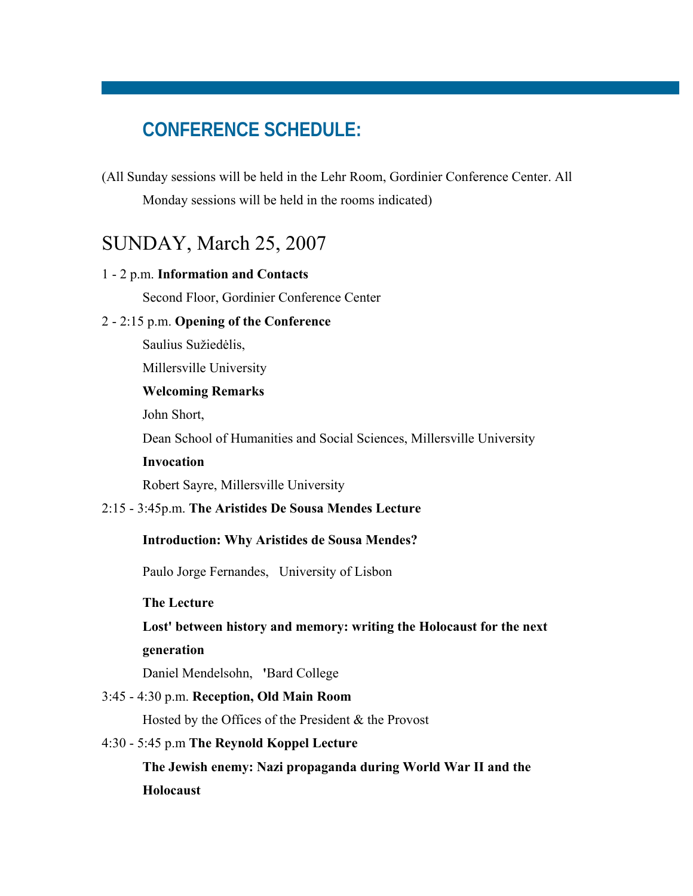## CONFERENCE SCHEDULE:

(All Sunday sessions will be held in the Lehr Room, Gordinier Conference Center. All Monday sessions will be held in the rooms indicated)

# SUNDAY, March 25, 2007

1 - 2 p.m. **Information and Contacts**

Second Floor, Gordinier Conference Center

2 - 2:15 p.m. **Opening of the Conference**

Saulius Sužiedėlis,

Millersville University

**Welcoming Remarks**

John Short,

Dean School of Humanities and Social Sciences, Millersville University

**Invocation**

Robert Sayre, Millersville University

2:15 - 3:45p.m. **The Aristides De Sousa Mendes Lecture**

**Introduction: Why Aristides de Sousa Mendes?**

Paulo Jorge Fernandes, University of Lisbon

**The Lecture**

**Lost' between history and memory: writing the Holocaust for the next generation**

Daniel Mendelsohn, 'Bard College

3:45 - 4:30 p.m. **Reception, Old Main Room**

Hosted by the Offices of the President & the Provost

4:30 - 5:45 p.m **The Reynold Koppel Lecture**

**The Jewish enemy: Nazi propaganda during World War II and the Holocaust**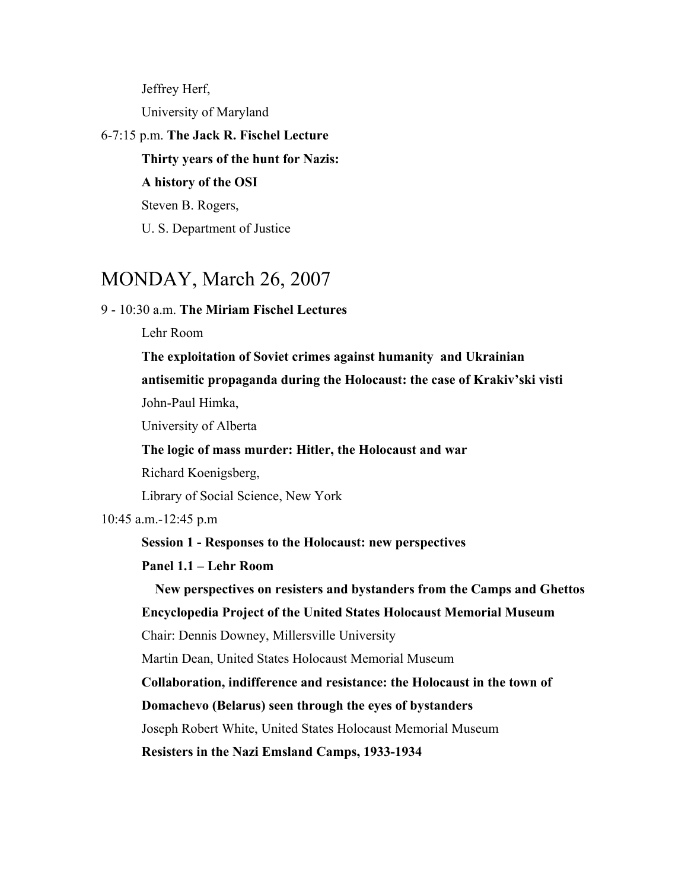Jeffrey Herf,

University of Maryland

6-7:15 p.m. **The Jack R. Fischel Lecture**

**Thirty years of the hunt for Nazis:**

**A history of the OSI**

Steven B. Rogers,

U. S. Department of Justice

## MONDAY, March 26, 2007

9 - 10:30 a.m. **The Miriam Fischel Lectures**

Lehr Room

**The exploitation of Soviet crimes against humanity and Ukrainian antisemitic propaganda during the Holocaust: the case of Krakiv'ski visti**

John-Paul Himka,

University of Alberta

**The logic of mass murder: Hitler, the Holocaust and war**

Richard Koenigsberg,

Library of Social Science, New York

10:45 a.m.-12:45 p.m

**Session 1 - Responses to the Holocaust: new perspectives**

**Panel 1.1 – Lehr Room**

**New perspectives on resisters and bystanders from the Camps and Ghettos Encyclopedia Project of the United States Holocaust Memorial Museum**

Chair: Dennis Downey, Millersville University

Martin Dean, United States Holocaust Memorial Museum

**Collaboration, indifference and resistance: the Holocaust in the town of Domachevo (Belarus) seen through the eyes of bystanders**

Joseph Robert White, United States Holocaust Memorial Museum

**Resisters in the Nazi Emsland Camps, 1933-1934**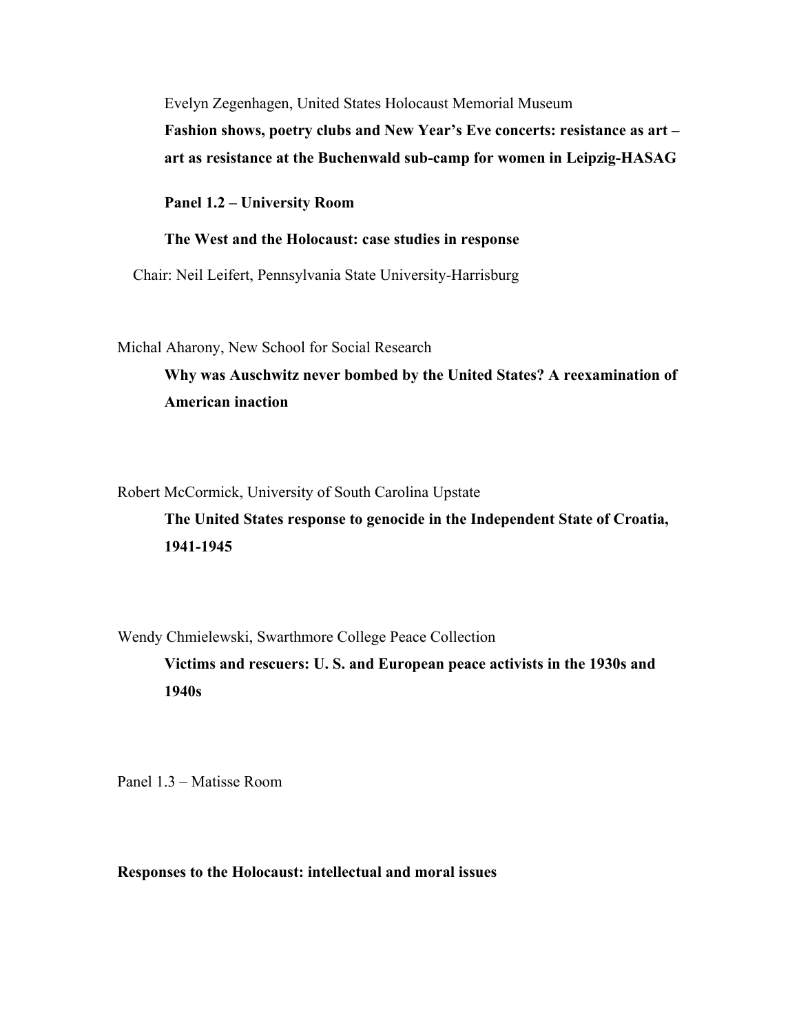Evelyn Zegenhagen, United States Holocaust Memorial Museum

**Fashion shows, poetry clubs and New Year's Eve concerts: resistance as art – art as resistance at the Buchenwald sub-camp for women in Leipzig-HASAG**

**Panel 1.2 – University Room**

**The West and the Holocaust: case studies in response**

Chair: Neil Leifert, Pennsylvania State University-Harrisburg

Michal Aharony, New School for Social Research

**Why was Auschwitz never bombed by the United States? A reexamination of American inaction**

Robert McCormick, University of South Carolina Upstate

**The United States response to genocide in the Independent State of Croatia, 1941-1945**

Wendy Chmielewski, Swarthmore College Peace Collection

**Victims and rescuers: U. S. and European peace activists in the 1930s and 1940s**

Panel 1.3 – Matisse Room

**Responses to the Holocaust: intellectual and moral issues**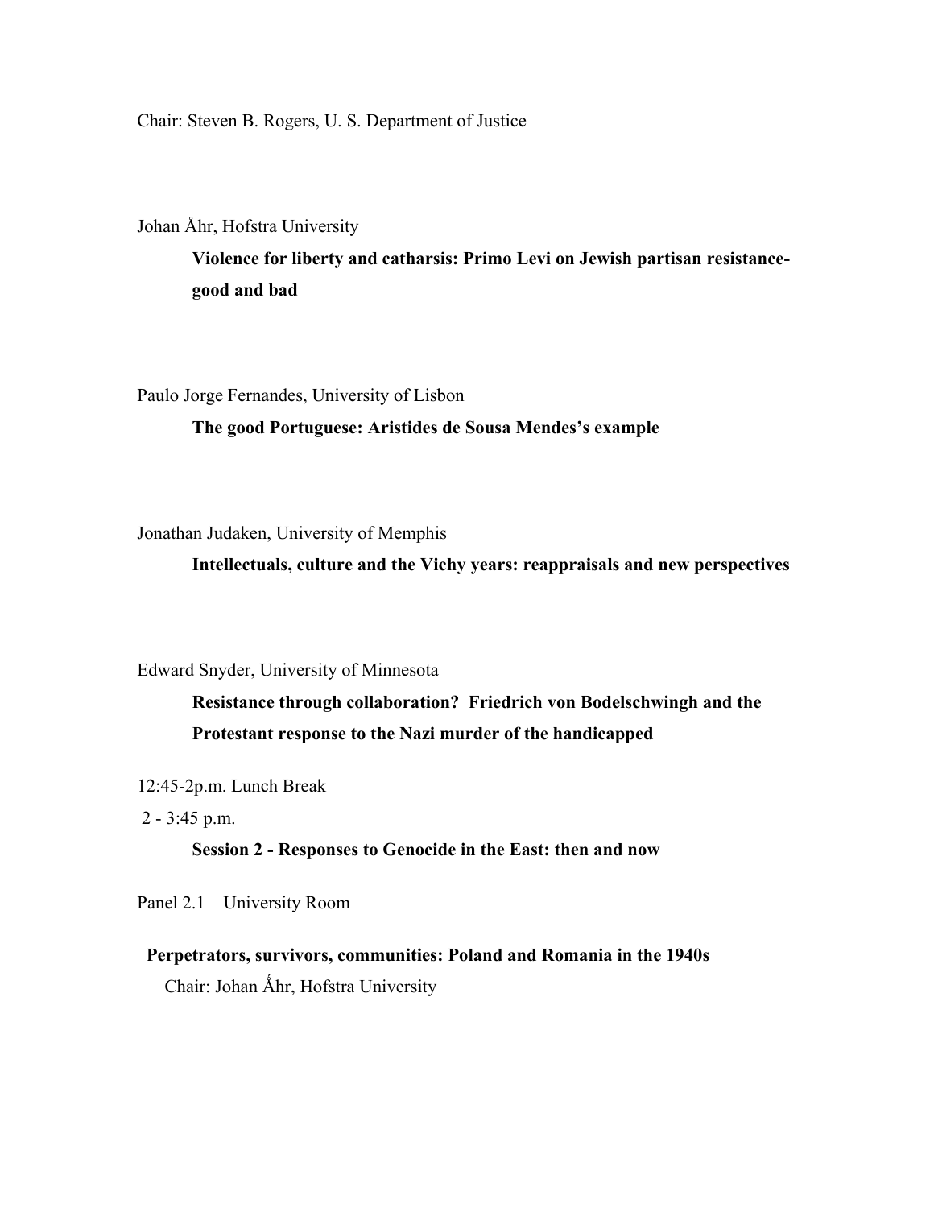Chair: Steven B. Rogers, U. S. Department of Justice

Johan Åhr, Hofstra University

**Violence for liberty and catharsis: Primo Levi on Jewish partisan resistance-good and bad**

Paulo Jorge Fernandes, University of Lisbon

**The good Portuguese: Aristides de Sousa Mendes's example**

Jonathan Judaken, University of Memphis

**Intellectuals, culture and the Vichy years: reappraisals and new perspectives**

Edward Snyder, University of Minnesota

**Resistance through collaboration? Friedrich von Bodelschwingh and the Protestant response to the Nazi murder of the handicapped**

12:45-2p.m. Lunch Break

2 - 3:45 p.m.

**Session 2 - Responses to Genocide in the East: then and now**

Panel 2.1 – University Room

**Perpetrators, survivors, communities: Poland and Romania in the 1940s**

Chair: Johan Åhr, Hofstra University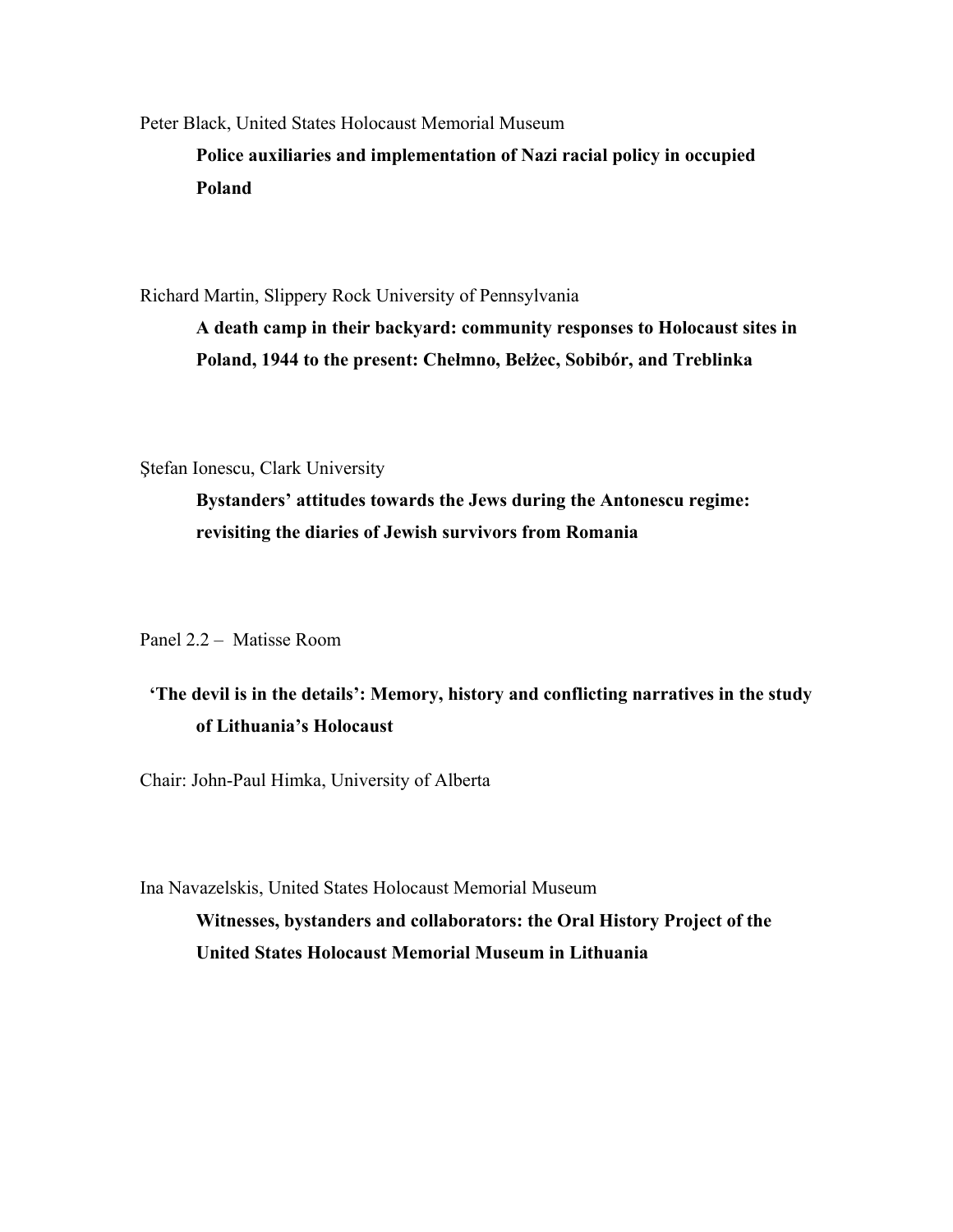Peter Black, United States Holocaust Memorial Museum

**Police auxiliaries and implementation of Nazi racial policy in occupied Poland**

Richard Martin, Slippery Rock University of Pennsylvania

**A death camp in their backyard: community responses to Holocaust sites in Poland, 1944 to the present: Chełmno, Bełżec, Sobibór, and Treblinka**

Ştefan Ionescu, Clark University

**Bystanders' attitudes towards the Jews during the Antonescu regime: revisiting the diaries of Jewish survivors from Romania**

Panel 2.2 – Matisse Room

**'The devil is in the details': Memory, history and conflicting narratives in the study of Lithuania's Holocaust**

Chair: John-Paul Himka, University of Alberta

Ina Navazelskis, United States Holocaust Memorial Museum

**Witnesses, bystanders and collaborators: the Oral History Project of the United States Holocaust Memorial Museum in Lithuania**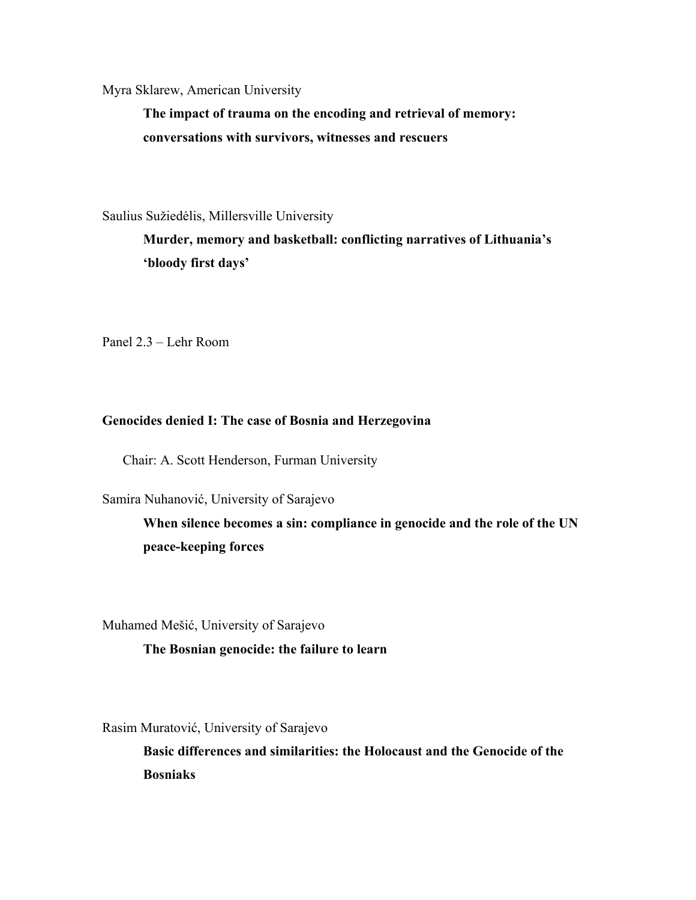Myra Sklarew, American University

**The impact of trauma on the encoding and retrieval of memory: conversations with survivors, witnesses and rescuers**

Saulius Sužiedėlis, Millersville University

**Murder, memory and basketball: conflicting narratives of Lithuania's 'bloody first days'**

Panel 2.3 – Lehr Room

**Genocides denied I: The case of Bosnia and Herzegovina**

Chair: A. Scott Henderson, Furman University

Samira Nuhanović, University of Sarajevo

**When silence becomes a sin: compliance in genocide and the role of the UN peace-keeping forces**

Muhamed Mešić, University of Sarajevo

**The Bosnian genocide: the failure to learn**

Rasim Muratović, University of Sarajevo

**Basic differences and similarities: the Holocaust and the Genocide of the Bosniaks**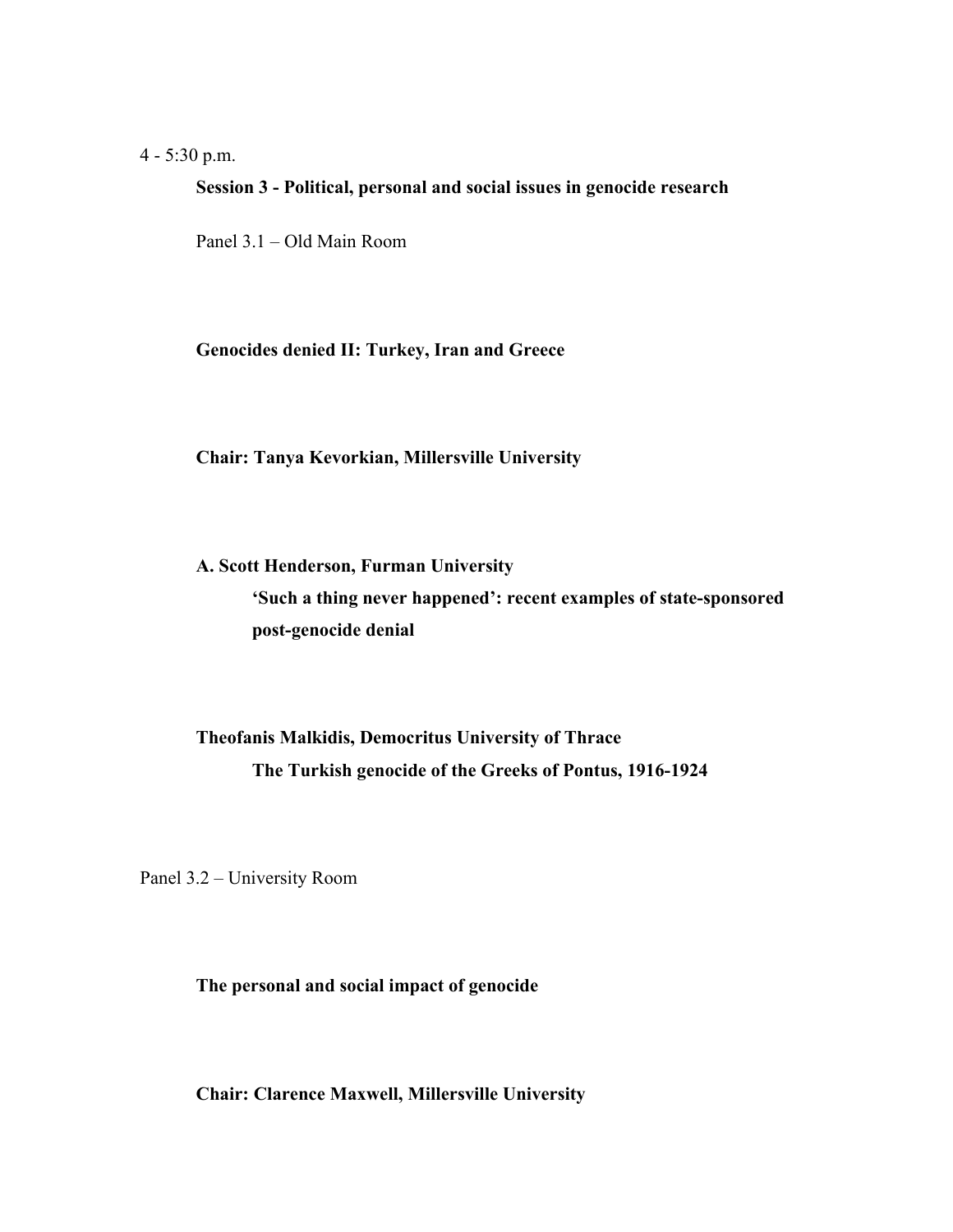4 - 5:30 p.m.

**Session 3 - Political, personal and social issues in genocide research**

Panel 3.1 – Old Main Room

**Genocides denied II: Turkey, Iran and Greece**

**Chair: Tanya Kevorkian, Millersville University**

**A. Scott Henderson, Furman University**
**'Such a thing never happened': recent examples of state-sponsored post-genocide denial**

**Theofanis Malkidis, Democritus University of Thrace**
**The Turkish genocide of the Greeks of Pontus, 1916-1924**

Panel 3.2 – University Room

**The personal and social impact of genocide**

**Chair: Clarence Maxwell, Millersville University**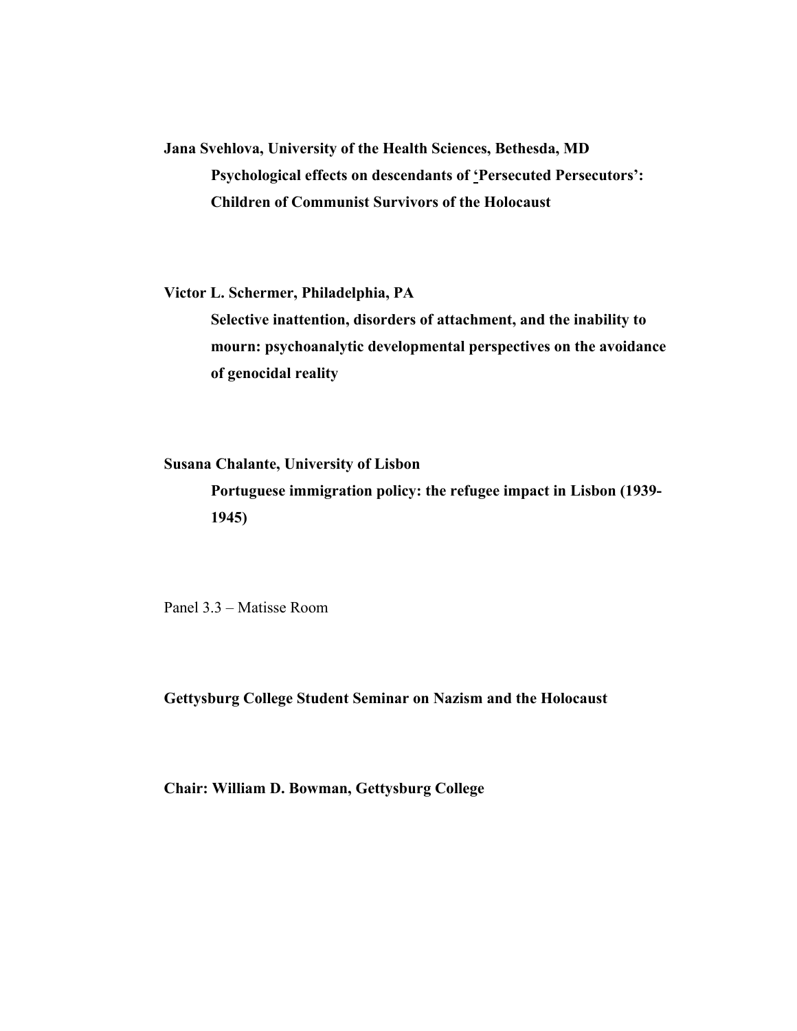**Jana Svehlova, University of the Health Sciences, Bethesda, MD**

**Psychological effects on descendants of 'Persecuted Persecutors': Children of Communist Survivors of the Holocaust**

**Victor L. Schermer, Philadelphia, PA**

**Selective inattention, disorders of attachment, and the inability to mourn: psychoanalytic developmental perspectives on the avoidance of genocidal reality**

**Susana Chalante, University of Lisbon**

**Portuguese immigration policy: the refugee impact in Lisbon (1939-1945)**

Panel 3.3 – Matisse Room

**Gettysburg College Student Seminar on Nazism and the Holocaust**

**Chair: William D. Bowman, Gettysburg College**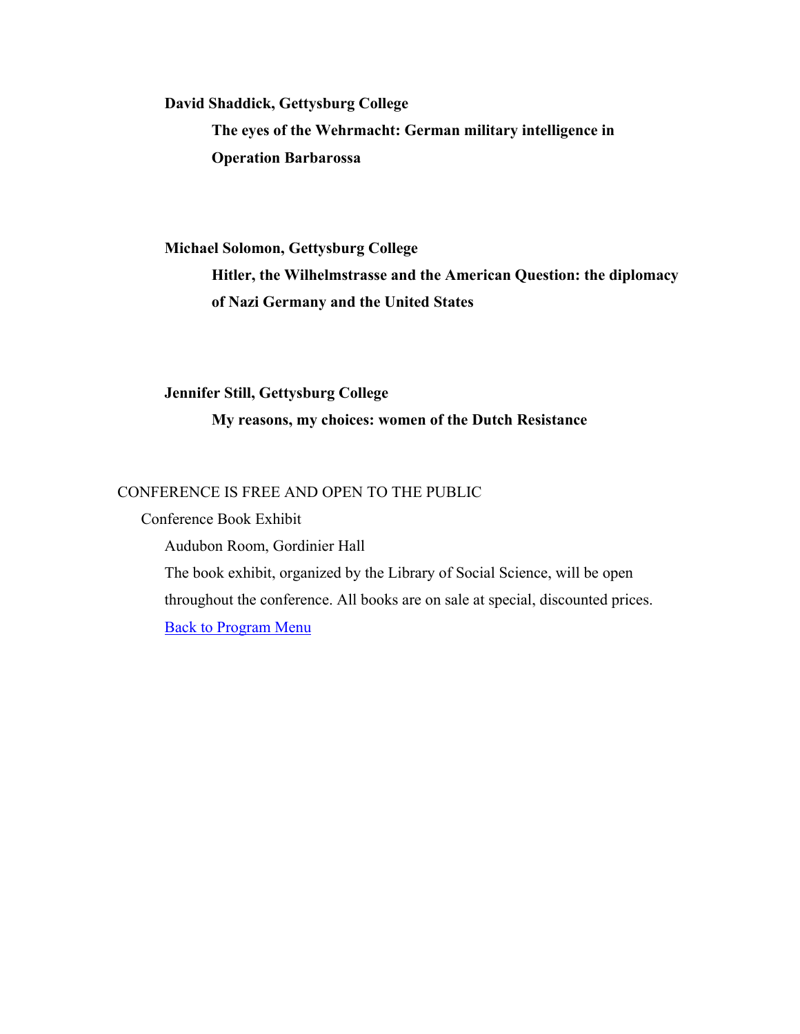**David Shaddick, Gettysburg College**

**The eyes of the Wehrmacht: German military intelligence in Operation Barbarossa**

**Michael Solomon, Gettysburg College**

**Hitler, the Wilhelmstrasse and the American Question: the diplomacy of Nazi Germany and the United States**

**Jennifer Still, Gettysburg College**

**My reasons, my choices: women of the Dutch Resistance**

CONFERENCE IS FREE AND OPEN TO THE PUBLIC

Conference Book Exhibit

Audubon Room, Gordinier Hall

The book exhibit, organized by the Library of Social Science, will be open throughout the conference. All books are on sale at special, discounted prices.

Back to Program Menu